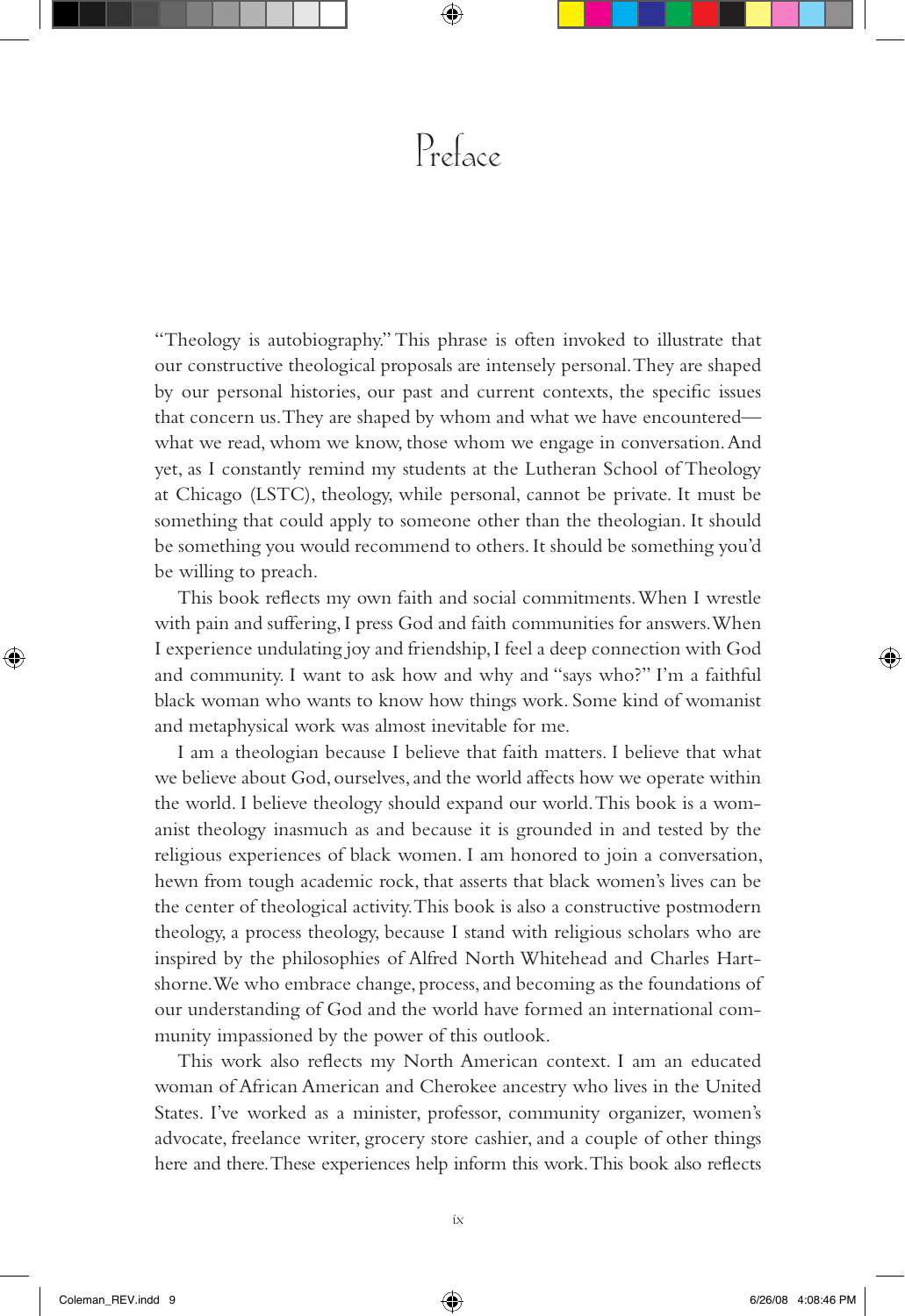# Preface

"Theology is autobiography." This phrase is often invoked to illustrate that our constructive theological proposals are intensely personal. They are shaped by our personal histories, our past and current contexts, the specific issues that concern us. They are shaped by whom and what we have encountered—what we read, whom we know, those whom we engage in conversation. And yet, as I constantly remind my students at the Lutheran School of Theology at Chicago (LSTC), theology, while personal, cannot be private. It must be something that could apply to someone other than the theologian. It should be something you would recommend to others. It should be something you'd be willing to preach.

This book reflects my own faith and social commitments. When I wrestle with pain and suffering, I press God and faith communities for answers. When I experience undulating joy and friendship, I feel a deep connection with God and community. I want to ask how and why and "says who?" I'm a faithful black woman who wants to know how things work. Some kind of womanist and metaphysical work was almost inevitable for me.

I am a theologian because I believe that faith matters. I believe that what we believe about God, ourselves, and the world affects how we operate within the world. I believe theology should expand our world. This book is a womanist theology inasmuch as and because it is grounded in and tested by the religious experiences of black women. I am honored to join a conversation, hewn from tough academic rock, that asserts that black women's lives can be the center of theological activity. This book is also a constructive postmodern theology, a process theology, because I stand with religious scholars who are inspired by the philosophies of Alfred North Whitehead and Charles Hartshorne. We who embrace change, process, and becoming as the foundations of our understanding of God and the world have formed an international community impassioned by the power of this outlook.

This work also reflects my North American context. I am an educated woman of African American and Cherokee ancestry who lives in the United States. I've worked as a minister, professor, community organizer, women's advocate, freelance writer, grocery store cashier, and a couple of other things here and there. These experiences help inform this work. This book also reflects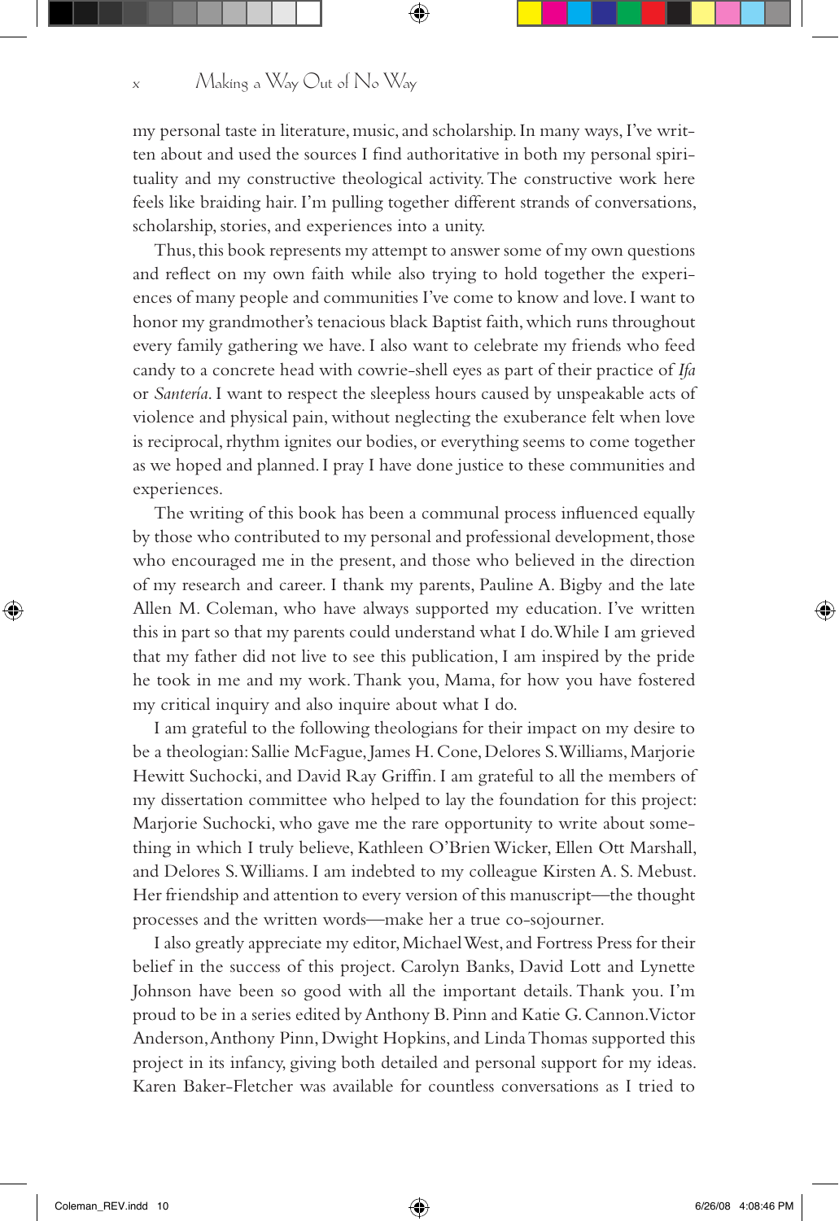my personal taste in literature, music, and scholarship. In many ways, I've written about and used the sources I find authoritative in both my personal spirituality and my constructive theological activity. The constructive work here feels like braiding hair. I'm pulling together different strands of conversations, scholarship, stories, and experiences into a unity.

Thus, this book represents my attempt to answer some of my own questions and reflect on my own faith while also trying to hold together the experiences of many people and communities I've come to know and love. I want to honor my grandmother's tenacious black Baptist faith, which runs throughout every family gathering we have. I also want to celebrate my friends who feed candy to a concrete head with cowrie-shell eyes as part of their practice of *Ifa* or *Santería*. I want to respect the sleepless hours caused by unspeakable acts of violence and physical pain, without neglecting the exuberance felt when love is reciprocal, rhythm ignites our bodies, or everything seems to come together as we hoped and planned. I pray I have done justice to these communities and experiences.

The writing of this book has been a communal process influenced equally by those who contributed to my personal and professional development, those who encouraged me in the present, and those who believed in the direction of my research and career. I thank my parents, Pauline A. Bigby and the late Allen M. Coleman, who have always supported my education. I've written this in part so that my parents could understand what I do. While I am grieved that my father did not live to see this publication, I am inspired by the pride he took in me and my work. Thank you, Mama, for how you have fostered my critical inquiry and also inquire about what I do.

I am grateful to the following theologians for their impact on my desire to be a theologian: Sallie McFague, James H. Cone, Delores S. Williams, Marjorie Hewitt Suchocki, and David Ray Griffin. I am grateful to all the members of my dissertation committee who helped to lay the foundation for this project: Marjorie Suchocki, who gave me the rare opportunity to write about something in which I truly believe, Kathleen O'Brien Wicker, Ellen Ott Marshall, and Delores S. Williams. I am indebted to my colleague Kirsten A. S. Mebust. Her friendship and attention to every version of this manuscript—the thought processes and the written words—make her a true co-sojourner.

I also greatly appreciate my editor, Michael West, and Fortress Press for their belief in the success of this project. Carolyn Banks, David Lott and Lynette Johnson have been so good with all the important details. Thank you. I'm proud to be in a series edited by Anthony B. Pinn and Katie G. Cannon. Victor Anderson, Anthony Pinn, Dwight Hopkins, and Linda Thomas supported this project in its infancy, giving both detailed and personal support for my ideas. Karen Baker-Fletcher was available for countless conversations as I tried to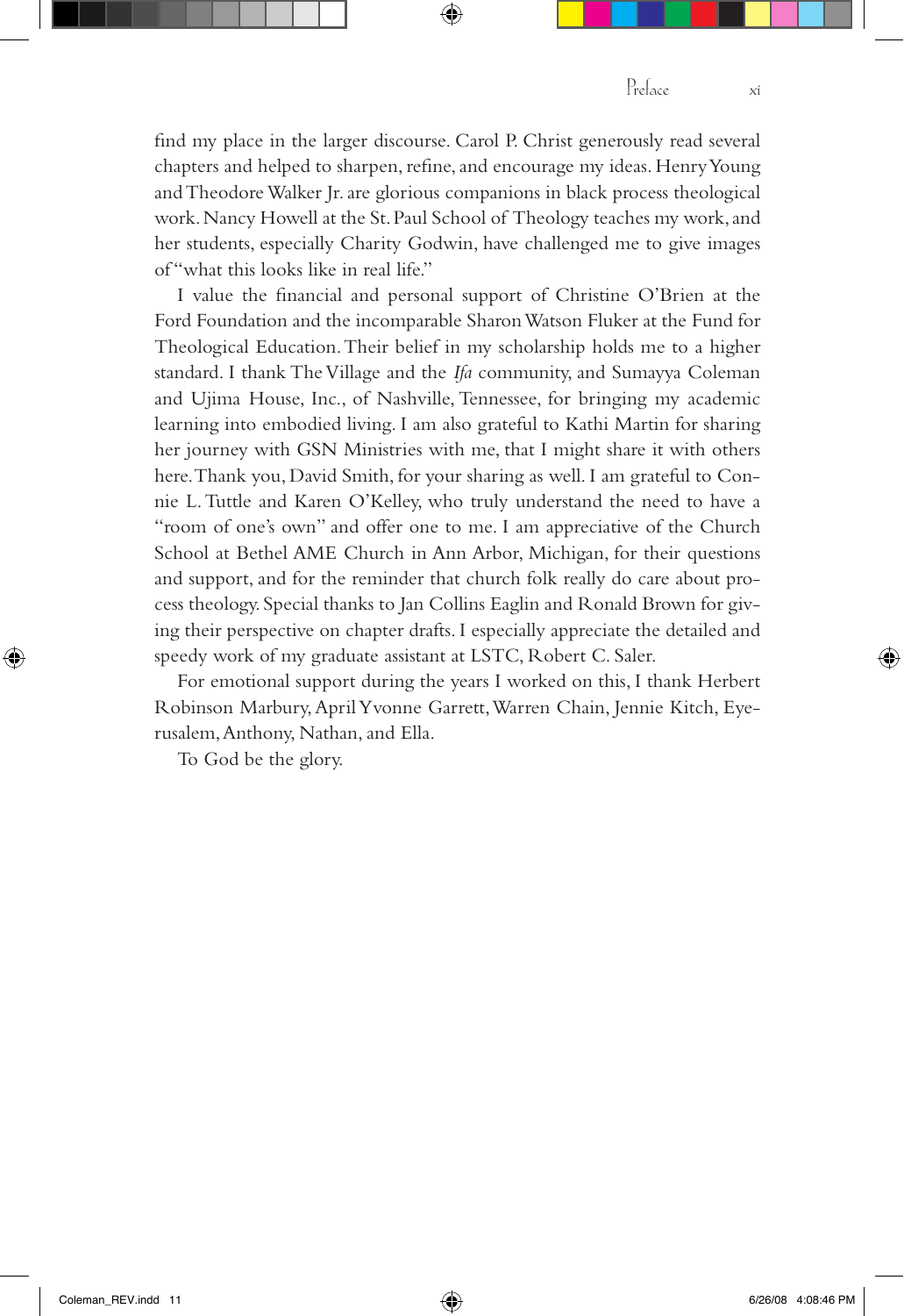find my place in the larger discourse. Carol P. Christ generously read several chapters and helped to sharpen, refine, and encourage my ideas. Henry Young and Theodore Walker Jr. are glorious companions in black process theological work. Nancy Howell at the St. Paul School of Theology teaches my work, and her students, especially Charity Godwin, have challenged me to give images of "what this looks like in real life."

I value the financial and personal support of Christine O'Brien at the Ford Foundation and the incomparable Sharon Watson Fluker at the Fund for Theological Education. Their belief in my scholarship holds me to a higher standard. I thank The Village and the *Ifa* community, and Sumayya Coleman and Ujima House, Inc., of Nashville, Tennessee, for bringing my academic learning into embodied living. I am also grateful to Kathi Martin for sharing her journey with GSN Ministries with me, that I might share it with others here. Thank you, David Smith, for your sharing as well. I am grateful to Connie L. Tuttle and Karen O'Kelley, who truly understand the need to have a "room of one's own" and offer one to me. I am appreciative of the Church School at Bethel AME Church in Ann Arbor, Michigan, for their questions and support, and for the reminder that church folk really do care about process theology. Special thanks to Jan Collins Eaglin and Ronald Brown for giving their perspective on chapter drafts. I especially appreciate the detailed and speedy work of my graduate assistant at LSTC, Robert C. Saler.

For emotional support during the years I worked on this, I thank Herbert Robinson Marbury, April Yvonne Garrett, Warren Chain, Jennie Kitch, Eyerusalem, Anthony, Nathan, and Ella.

To God be the glory.